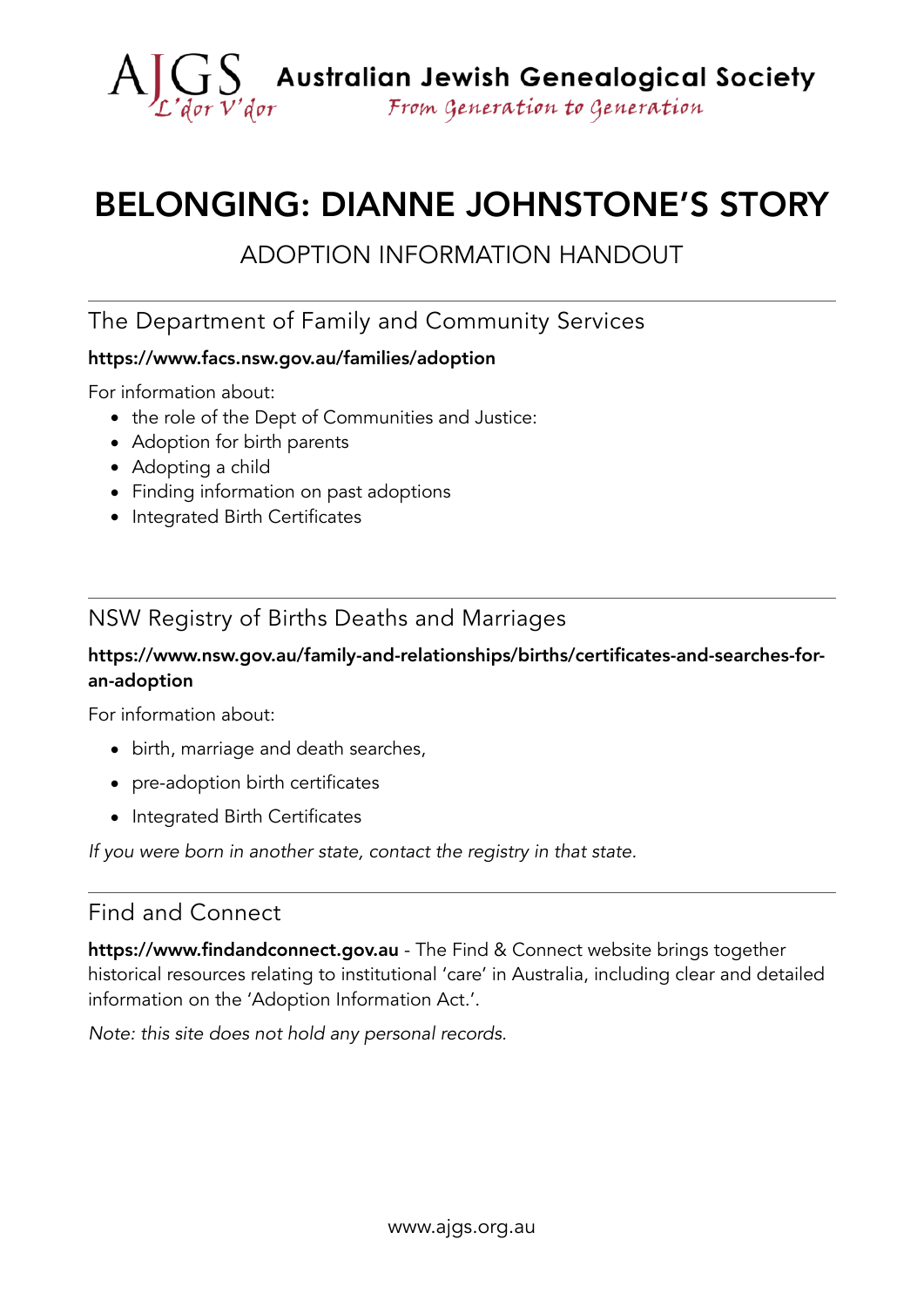AJGS L'dor V'dor **Australian Jewish Genealogical Society** *From Generation to Generation*

# BELONGING: DIANNE JOHNSTONE'S STORY

## ADOPTION INFORMATION HANDOUT

---

### The Department of Family and Community Services

**https://www.facs.nsw.gov.au/families/adoption**

For information about:

- the role of the Dept of Communities and Justice:
- Adoption for birth parents
- Adopting a child
- Finding information on past adoptions
- Integrated Birth Certificates

---

### NSW Registry of Births Deaths and Marriages

**https://www.nsw.gov.au/family-and-relationships/births/certificates-and-searches-for-an-adoption**

For information about:

- birth, marriage and death searches,
- pre-adoption birth certificates
- Integrated Birth Certificates

*If you were born in another state, contact the registry in that state.*

---

### Find and Connect

**https://www.findandconnect.gov.au** - The Find & Connect website brings together historical resources relating to institutional 'care' in Australia, including clear and detailed information on the 'Adoption Information Act.'.

*Note: this site does not hold any personal records.*

www.ajgs.org.au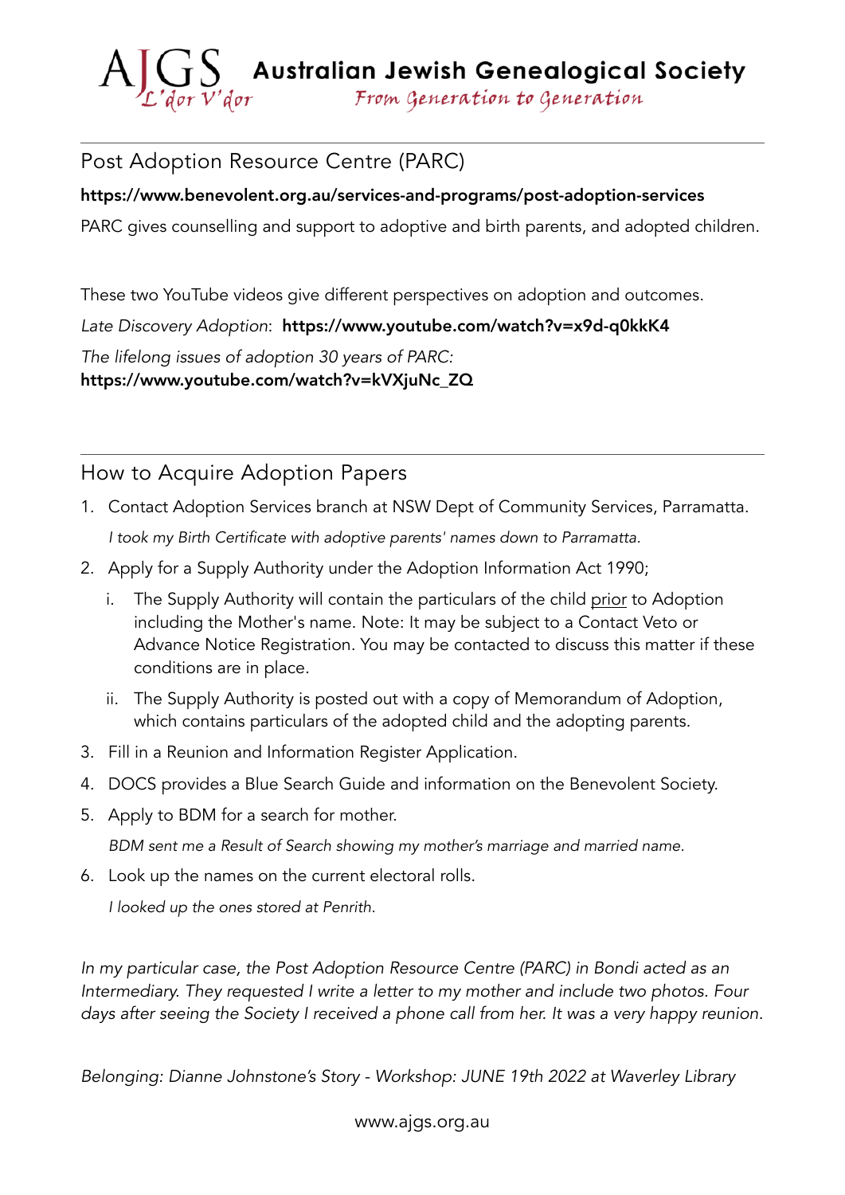# AJGS L'dor V'dor — Australian Jewish Genealogical Society

*From Generation to Generation*

## Post Adoption Resource Centre (PARC)

**https://www.benevolent.org.au/services-and-programs/post-adoption-services**

PARC gives counselling and support to adoptive and birth parents, and adopted children.

These two YouTube videos give different perspectives on adoption and outcomes.

*Late Discovery Adoption*: **https://www.youtube.com/watch?v=x9d-q0kkK4**

*The lifelong issues of adoption 30 years of PARC:*
**https://www.youtube.com/watch?v=kVXjuNc_ZQ**

## How to Acquire Adoption Papers

1. Contact Adoption Services branch at NSW Dept of Community Services, Parramatta.

   *I took my Birth Certificate with adoptive parents' names down to Parramatta.*

2. Apply for a Supply Authority under the Adoption Information Act 1990;

   i. The Supply Authority will contain the particulars of the child <u>prior</u> to Adoption including the Mother's name. Note: It may be subject to a Contact Veto or Advance Notice Registration. You may be contacted to discuss this matter if these conditions are in place.

   ii. The Supply Authority is posted out with a copy of Memorandum of Adoption, which contains particulars of the adopted child and the adopting parents.

3. Fill in a Reunion and Information Register Application.
4. DOCS provides a Blue Search Guide and information on the Benevolent Society.
5. Apply to BDM for a search for mother.

   *BDM sent me a Result of Search showing my mother's marriage and married name.*

6. Look up the names on the current electoral rolls.

   *I looked up the ones stored at Penrith.*

*In my particular case, the Post Adoption Resource Centre (PARC) in Bondi acted as an Intermediary. They requested I write a letter to my mother and include two photos. Four days after seeing the Society I received a phone call from her. It was a very happy reunion.*

*Belonging: Dianne Johnstone's Story - Workshop: JUNE 19th 2022 at Waverley Library*

www.ajgs.org.au